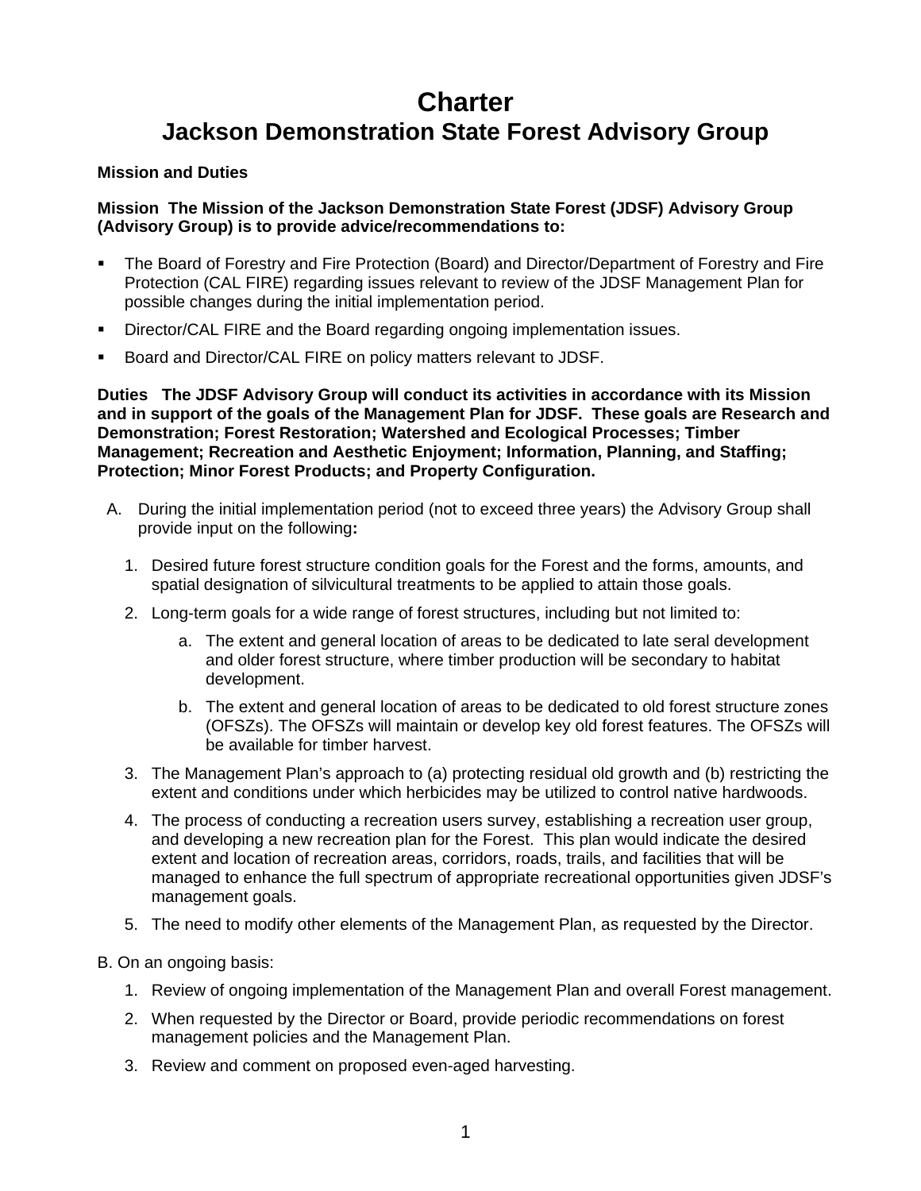# Charter
# Jackson Demonstration State Forest Advisory Group

**Mission and Duties**

**Mission The Mission of the Jackson Demonstration State Forest (JDSF) Advisory Group (Advisory Group) is to provide advice/recommendations to:**

- The Board of Forestry and Fire Protection (Board) and Director/Department of Forestry and Fire Protection (CAL FIRE) regarding issues relevant to review of the JDSF Management Plan for possible changes during the initial implementation period.
- Director/CAL FIRE and the Board regarding ongoing implementation issues.
- Board and Director/CAL FIRE on policy matters relevant to JDSF.

**Duties The JDSF Advisory Group will conduct its activities in accordance with its Mission and in support of the goals of the Management Plan for JDSF. These goals are Research and Demonstration; Forest Restoration; Watershed and Ecological Processes; Timber Management; Recreation and Aesthetic Enjoyment; Information, Planning, and Staffing; Protection; Minor Forest Products; and Property Configuration.**

A. During the initial implementation period (not to exceed three years) the Advisory Group shall provide input on the following**:**

   1. Desired future forest structure condition goals for the Forest and the forms, amounts, and spatial designation of silvicultural treatments to be applied to attain those goals.
   2. Long-term goals for a wide range of forest structures, including but not limited to:
      a. The extent and general location of areas to be dedicated to late seral development and older forest structure, where timber production will be secondary to habitat development.
      b. The extent and general location of areas to be dedicated to old forest structure zones (OFSZs). The OFSZs will maintain or develop key old forest features. The OFSZs will be available for timber harvest.
   3. The Management Plan's approach to (a) protecting residual old growth and (b) restricting the extent and conditions under which herbicides may be utilized to control native hardwoods.
   4. The process of conducting a recreation users survey, establishing a recreation user group, and developing a new recreation plan for the Forest. This plan would indicate the desired extent and location of recreation areas, corridors, roads, trails, and facilities that will be managed to enhance the full spectrum of appropriate recreational opportunities given JDSF's management goals.
   5. The need to modify other elements of the Management Plan, as requested by the Director.

B. On an ongoing basis:

   1. Review of ongoing implementation of the Management Plan and overall Forest management.
   2. When requested by the Director or Board, provide periodic recommendations on forest management policies and the Management Plan.
   3. Review and comment on proposed even-aged harvesting.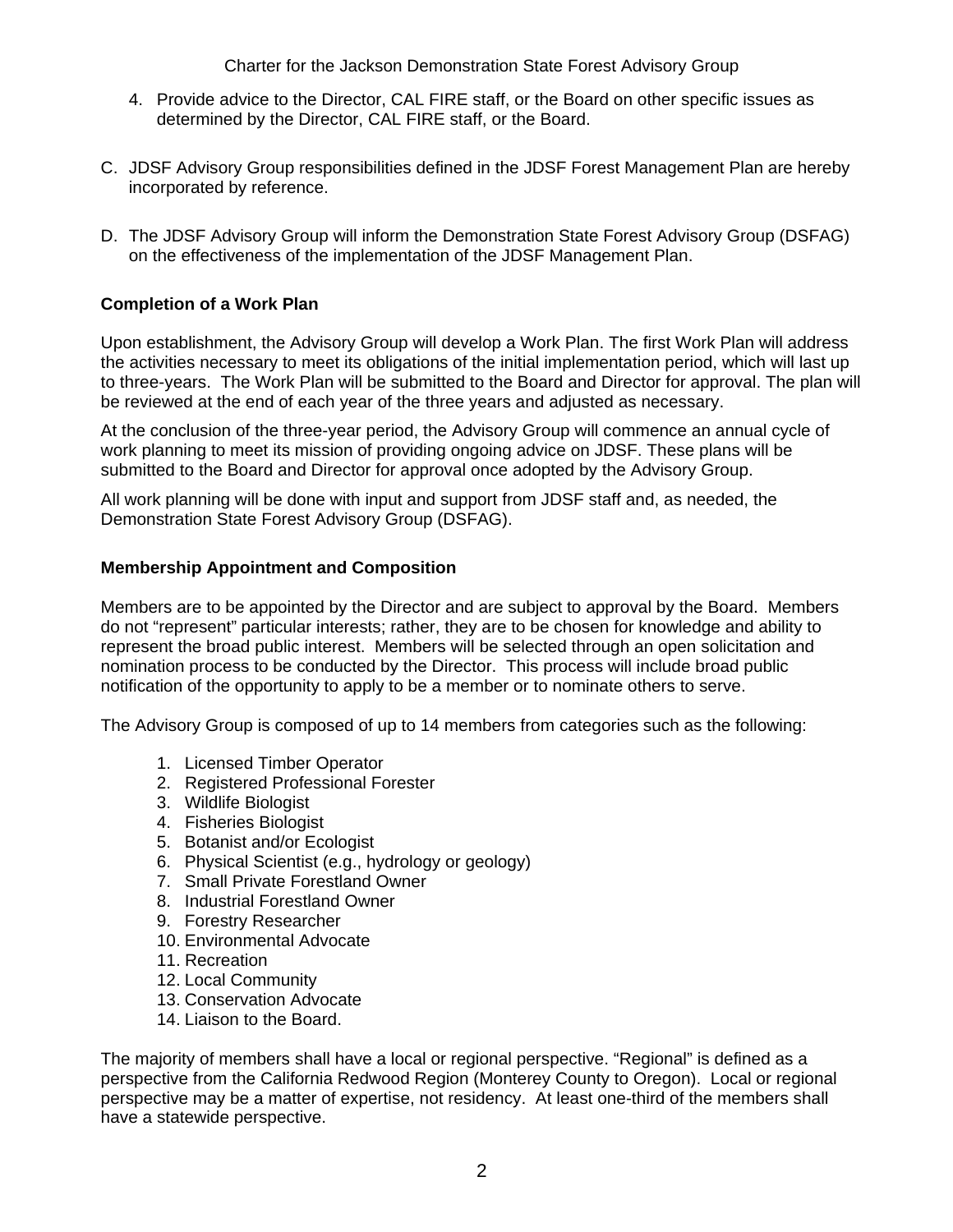4. Provide advice to the Director, CAL FIRE staff, or the Board on other specific issues as determined by the Director, CAL FIRE staff, or the Board.

C. JDSF Advisory Group responsibilities defined in the JDSF Forest Management Plan are hereby incorporated by reference.

D. The JDSF Advisory Group will inform the Demonstration State Forest Advisory Group (DSFAG) on the effectiveness of the implementation of the JDSF Management Plan.

**Completion of a Work Plan**

Upon establishment, the Advisory Group will develop a Work Plan. The first Work Plan will address the activities necessary to meet its obligations of the initial implementation period, which will last up to three-years. The Work Plan will be submitted to the Board and Director for approval. The plan will be reviewed at the end of each year of the three years and adjusted as necessary.

At the conclusion of the three-year period, the Advisory Group will commence an annual cycle of work planning to meet its mission of providing ongoing advice on JDSF. These plans will be submitted to the Board and Director for approval once adopted by the Advisory Group.

All work planning will be done with input and support from JDSF staff and, as needed, the Demonstration State Forest Advisory Group (DSFAG).

**Membership Appointment and Composition**

Members are to be appointed by the Director and are subject to approval by the Board. Members do not "represent" particular interests; rather, they are to be chosen for knowledge and ability to represent the broad public interest. Members will be selected through an open solicitation and nomination process to be conducted by the Director. This process will include broad public notification of the opportunity to apply to be a member or to nominate others to serve.

The Advisory Group is composed of up to 14 members from categories such as the following:

1. Licensed Timber Operator
2. Registered Professional Forester
3. Wildlife Biologist
4. Fisheries Biologist
5. Botanist and/or Ecologist
6. Physical Scientist (e.g., hydrology or geology)
7. Small Private Forestland Owner
8. Industrial Forestland Owner
9. Forestry Researcher
10. Environmental Advocate
11. Recreation
12. Local Community
13. Conservation Advocate
14. Liaison to the Board.

The majority of members shall have a local or regional perspective. "Regional" is defined as a perspective from the California Redwood Region (Monterey County to Oregon). Local or regional perspective may be a matter of expertise, not residency. At least one-third of the members shall have a statewide perspective.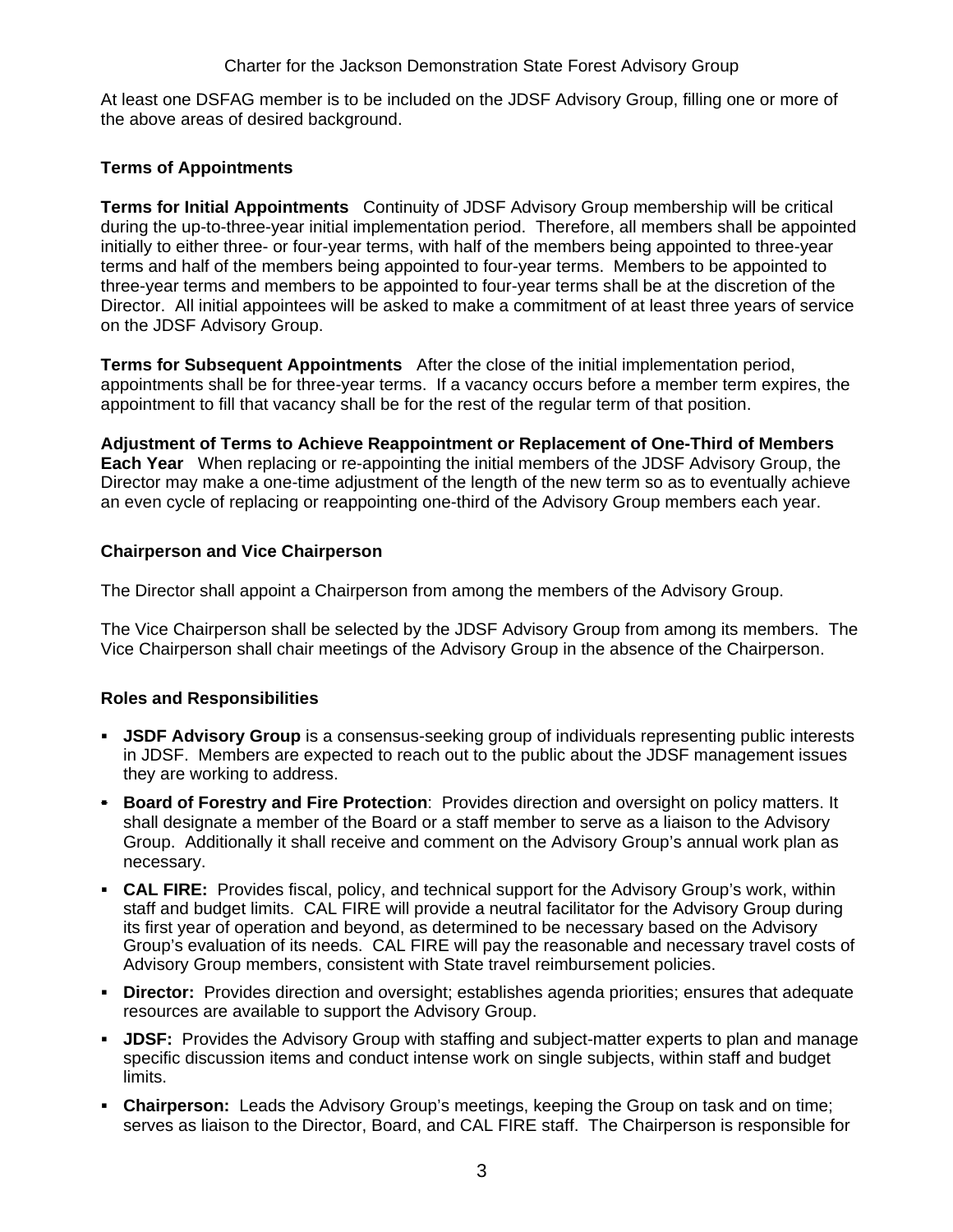At least one DSFAG member is to be included on the JDSF Advisory Group, filling one or more of the above areas of desired background.

### Terms of Appointments

**Terms for Initial Appointments** Continuity of JDSF Advisory Group membership will be critical during the up-to-three-year initial implementation period. Therefore, all members shall be appointed initially to either three- or four-year terms, with half of the members being appointed to three-year terms and half of the members being appointed to four-year terms. Members to be appointed to three-year terms and members to be appointed to four-year terms shall be at the discretion of the Director. All initial appointees will be asked to make a commitment of at least three years of service on the JDSF Advisory Group.

**Terms for Subsequent Appointments** After the close of the initial implementation period, appointments shall be for three-year terms. If a vacancy occurs before a member term expires, the appointment to fill that vacancy shall be for the rest of the regular term of that position.

**Adjustment of Terms to Achieve Reappointment or Replacement of One-Third of Members Each Year** When replacing or re-appointing the initial members of the JDSF Advisory Group, the Director may make a one-time adjustment of the length of the new term so as to eventually achieve an even cycle of replacing or reappointing one-third of the Advisory Group members each year.

### Chairperson and Vice Chairperson

The Director shall appoint a Chairperson from among the members of the Advisory Group.

The Vice Chairperson shall be selected by the JDSF Advisory Group from among its members. The Vice Chairperson shall chair meetings of the Advisory Group in the absence of the Chairperson.

### Roles and Responsibilities

- **JSDF Advisory Group** is a consensus-seeking group of individuals representing public interests in JDSF. Members are expected to reach out to the public about the JDSF management issues they are working to address.
- **Board of Forestry and Fire Protection**: Provides direction and oversight on policy matters. It shall designate a member of the Board or a staff member to serve as a liaison to the Advisory Group. Additionally it shall receive and comment on the Advisory Group's annual work plan as necessary.
- **CAL FIRE:** Provides fiscal, policy, and technical support for the Advisory Group's work, within staff and budget limits. CAL FIRE will provide a neutral facilitator for the Advisory Group during its first year of operation and beyond, as determined to be necessary based on the Advisory Group's evaluation of its needs. CAL FIRE will pay the reasonable and necessary travel costs of Advisory Group members, consistent with State travel reimbursement policies.
- **Director:** Provides direction and oversight; establishes agenda priorities; ensures that adequate resources are available to support the Advisory Group.
- **JDSF:** Provides the Advisory Group with staffing and subject-matter experts to plan and manage specific discussion items and conduct intense work on single subjects, within staff and budget limits.
- **Chairperson:** Leads the Advisory Group's meetings, keeping the Group on task and on time; serves as liaison to the Director, Board, and CAL FIRE staff. The Chairperson is responsible for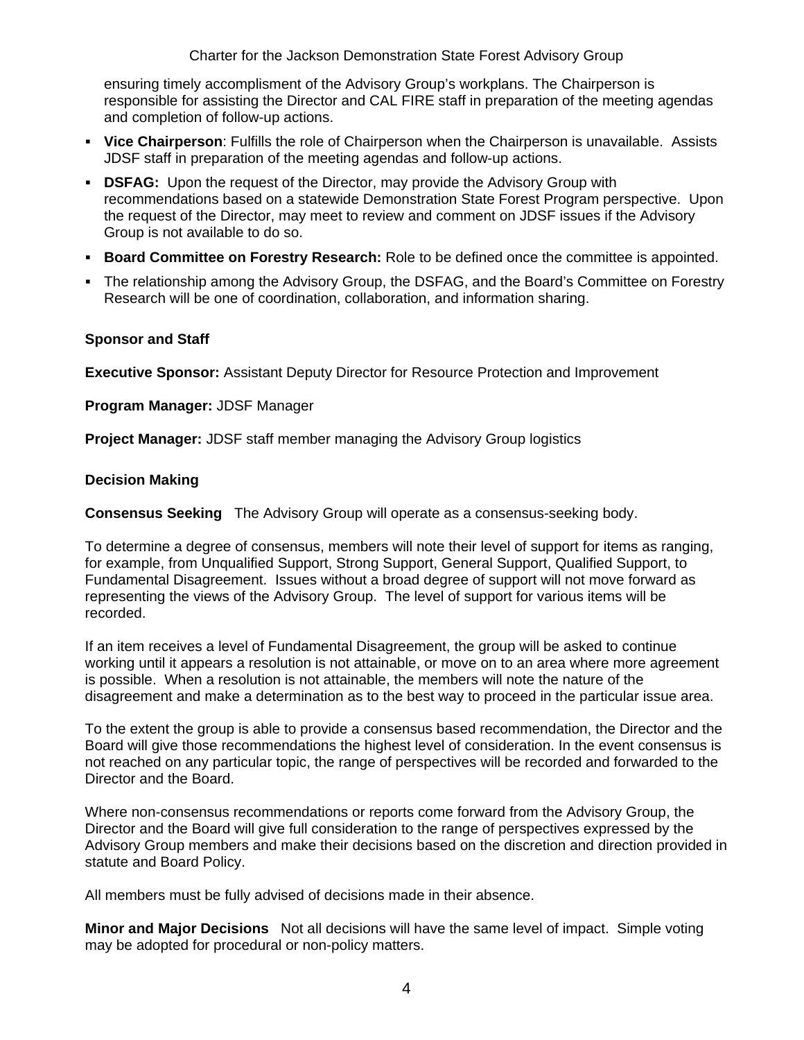ensuring timely accomplishment of the Advisory Group's workplans. The Chairperson is responsible for assisting the Director and CAL FIRE staff in preparation of the meeting agendas and completion of follow-up actions.

- **Vice Chairperson**: Fulfills the role of Chairperson when the Chairperson is unavailable. Assists JDSF staff in preparation of the meeting agendas and follow-up actions.
- **DSFAG:** Upon the request of the Director, may provide the Advisory Group with recommendations based on a statewide Demonstration State Forest Program perspective. Upon the request of the Director, may meet to review and comment on JDSF issues if the Advisory Group is not available to do so.
- **Board Committee on Forestry Research:** Role to be defined once the committee is appointed.
- The relationship among the Advisory Group, the DSFAG, and the Board's Committee on Forestry Research will be one of coordination, collaboration, and information sharing.

**Sponsor and Staff**

**Executive Sponsor:** Assistant Deputy Director for Resource Protection and Improvement

**Program Manager:** JDSF Manager

**Project Manager:** JDSF staff member managing the Advisory Group logistics

**Decision Making**

**Consensus Seeking** The Advisory Group will operate as a consensus-seeking body.

To determine a degree of consensus, members will note their level of support for items as ranging, for example, from Unqualified Support, Strong Support, General Support, Qualified Support, to Fundamental Disagreement. Issues without a broad degree of support will not move forward as representing the views of the Advisory Group. The level of support for various items will be recorded.

If an item receives a level of Fundamental Disagreement, the group will be asked to continue working until it appears a resolution is not attainable, or move on to an area where more agreement is possible. When a resolution is not attainable, the members will note the nature of the disagreement and make a determination as to the best way to proceed in the particular issue area.

To the extent the group is able to provide a consensus based recommendation, the Director and the Board will give those recommendations the highest level of consideration. In the event consensus is not reached on any particular topic, the range of perspectives will be recorded and forwarded to the Director and the Board.

Where non-consensus recommendations or reports come forward from the Advisory Group, the Director and the Board will give full consideration to the range of perspectives expressed by the Advisory Group members and make their decisions based on the discretion and direction provided in statute and Board Policy.

All members must be fully advised of decisions made in their absence.

**Minor and Major Decisions** Not all decisions will have the same level of impact. Simple voting may be adopted for procedural or non-policy matters.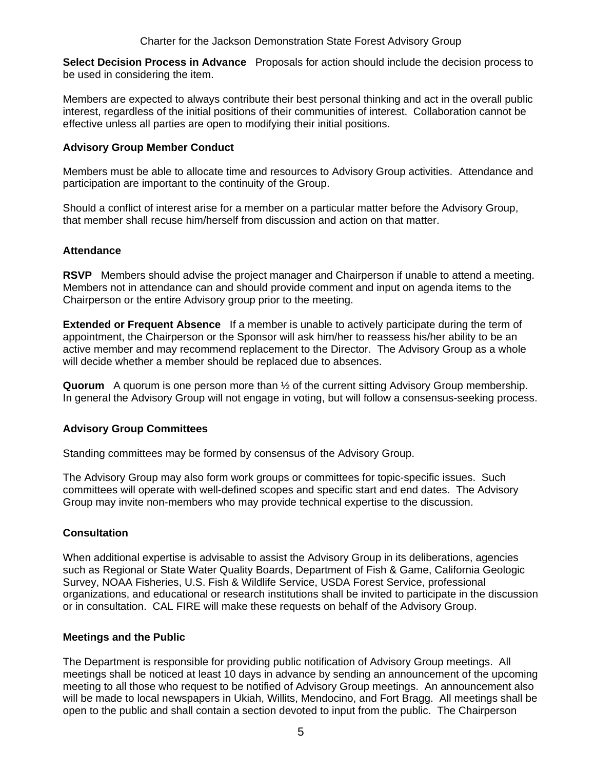**Select Decision Process in Advance** Proposals for action should include the decision process to be used in considering the item.

Members are expected to always contribute their best personal thinking and act in the overall public interest, regardless of the initial positions of their communities of interest. Collaboration cannot be effective unless all parties are open to modifying their initial positions.

**Advisory Group Member Conduct**

Members must be able to allocate time and resources to Advisory Group activities. Attendance and participation are important to the continuity of the Group.

Should a conflict of interest arise for a member on a particular matter before the Advisory Group, that member shall recuse him/herself from discussion and action on that matter.

**Attendance**

**RSVP** Members should advise the project manager and Chairperson if unable to attend a meeting. Members not in attendance can and should provide comment and input on agenda items to the Chairperson or the entire Advisory group prior to the meeting.

**Extended or Frequent Absence** If a member is unable to actively participate during the term of appointment, the Chairperson or the Sponsor will ask him/her to reassess his/her ability to be an active member and may recommend replacement to the Director. The Advisory Group as a whole will decide whether a member should be replaced due to absences.

**Quorum** A quorum is one person more than ½ of the current sitting Advisory Group membership. In general the Advisory Group will not engage in voting, but will follow a consensus-seeking process.

**Advisory Group Committees**

Standing committees may be formed by consensus of the Advisory Group.

The Advisory Group may also form work groups or committees for topic-specific issues. Such committees will operate with well-defined scopes and specific start and end dates. The Advisory Group may invite non-members who may provide technical expertise to the discussion.

**Consultation**

When additional expertise is advisable to assist the Advisory Group in its deliberations, agencies such as Regional or State Water Quality Boards, Department of Fish & Game, California Geologic Survey, NOAA Fisheries, U.S. Fish & Wildlife Service, USDA Forest Service, professional organizations, and educational or research institutions shall be invited to participate in the discussion or in consultation. CAL FIRE will make these requests on behalf of the Advisory Group.

**Meetings and the Public**

The Department is responsible for providing public notification of Advisory Group meetings. All meetings shall be noticed at least 10 days in advance by sending an announcement of the upcoming meeting to all those who request to be notified of Advisory Group meetings. An announcement also will be made to local newspapers in Ukiah, Willits, Mendocino, and Fort Bragg. All meetings shall be open to the public and shall contain a section devoted to input from the public. The Chairperson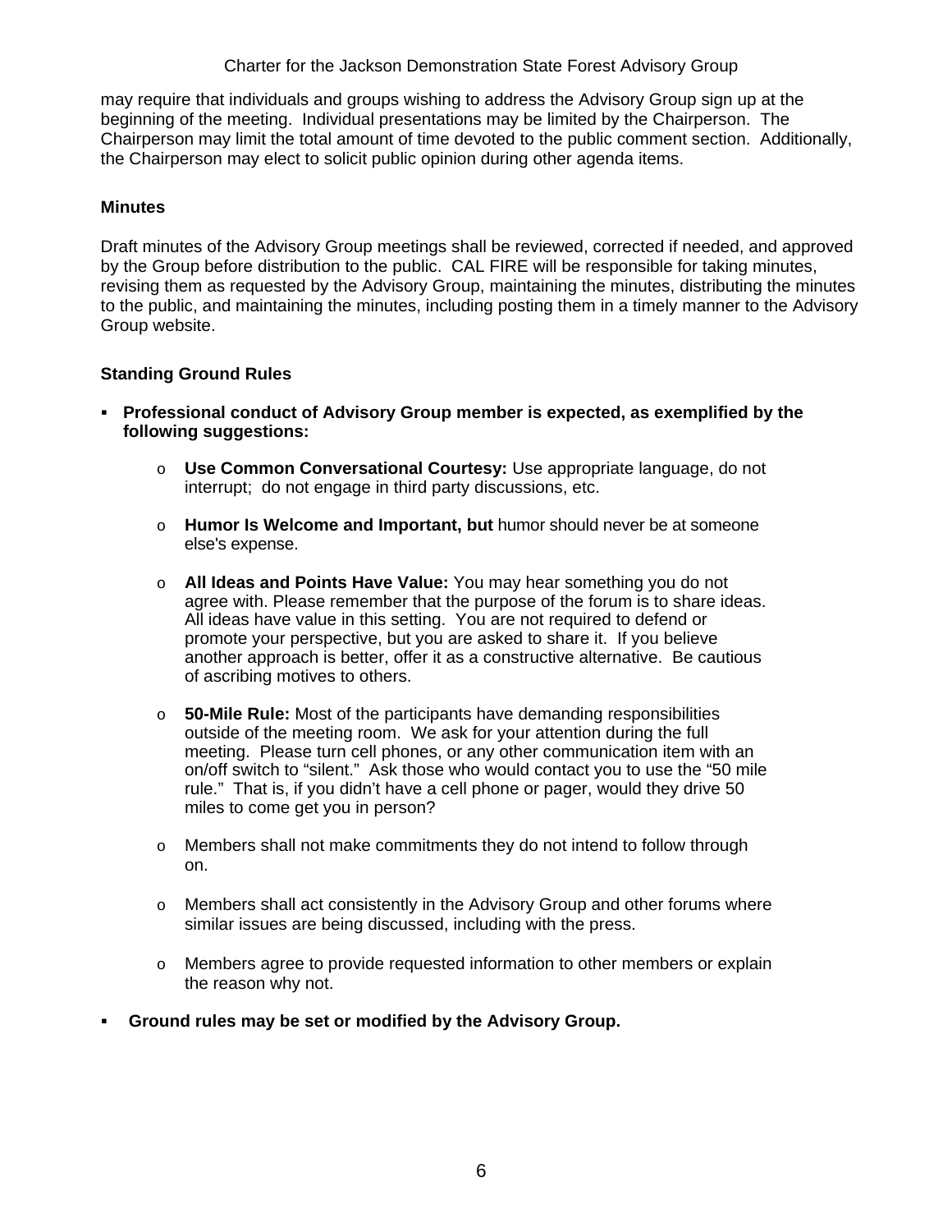may require that individuals and groups wishing to address the Advisory Group sign up at the beginning of the meeting. Individual presentations may be limited by the Chairperson. The Chairperson may limit the total amount of time devoted to the public comment section. Additionally, the Chairperson may elect to solicit public opinion during other agenda items.

**Minutes**

Draft minutes of the Advisory Group meetings shall be reviewed, corrected if needed, and approved by the Group before distribution to the public. CAL FIRE will be responsible for taking minutes, revising them as requested by the Advisory Group, maintaining the minutes, distributing the minutes to the public, and maintaining the minutes, including posting them in a timely manner to the Advisory Group website.

**Standing Ground Rules**

- **Professional conduct of Advisory Group member is expected, as exemplified by the following suggestions:**
  - **Use Common Conversational Courtesy:** Use appropriate language, do not interrupt; do not engage in third party discussions, etc.
  - **Humor Is Welcome and Important, but** humor should never be at someone else's expense.
  - **All Ideas and Points Have Value:** You may hear something you do not agree with. Please remember that the purpose of the forum is to share ideas. All ideas have value in this setting. You are not required to defend or promote your perspective, but you are asked to share it. If you believe another approach is better, offer it as a constructive alternative. Be cautious of ascribing motives to others.
  - **50-Mile Rule:** Most of the participants have demanding responsibilities outside of the meeting room. We ask for your attention during the full meeting. Please turn cell phones, or any other communication item with an on/off switch to "silent." Ask those who would contact you to use the "50 mile rule." That is, if you didn't have a cell phone or pager, would they drive 50 miles to come get you in person?
  - Members shall not make commitments they do not intend to follow through on.
  - Members shall act consistently in the Advisory Group and other forums where similar issues are being discussed, including with the press.
  - Members agree to provide requested information to other members or explain the reason why not.
- **Ground rules may be set or modified by the Advisory Group.**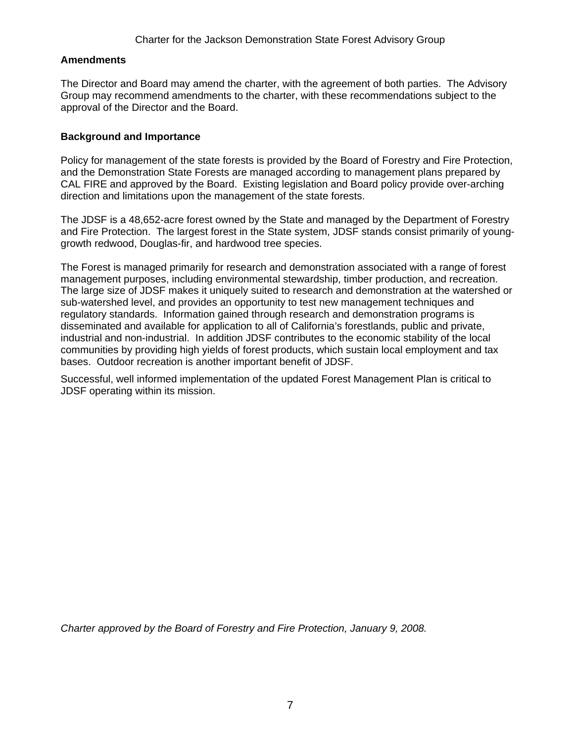**Amendments**

The Director and Board may amend the charter, with the agreement of both parties. The Advisory Group may recommend amendments to the charter, with these recommendations subject to the approval of the Director and the Board.

**Background and Importance**

Policy for management of the state forests is provided by the Board of Forestry and Fire Protection, and the Demonstration State Forests are managed according to management plans prepared by CAL FIRE and approved by the Board. Existing legislation and Board policy provide over-arching direction and limitations upon the management of the state forests.

The JDSF is a 48,652-acre forest owned by the State and managed by the Department of Forestry and Fire Protection. The largest forest in the State system, JDSF stands consist primarily of young-growth redwood, Douglas-fir, and hardwood tree species.

The Forest is managed primarily for research and demonstration associated with a range of forest management purposes, including environmental stewardship, timber production, and recreation. The large size of JDSF makes it uniquely suited to research and demonstration at the watershed or sub-watershed level, and provides an opportunity to test new management techniques and regulatory standards. Information gained through research and demonstration programs is disseminated and available for application to all of California's forestlands, public and private, industrial and non-industrial. In addition JDSF contributes to the economic stability of the local communities by providing high yields of forest products, which sustain local employment and tax bases. Outdoor recreation is another important benefit of JDSF.

Successful, well informed implementation of the updated Forest Management Plan is critical to JDSF operating within its mission.

*Charter approved by the Board of Forestry and Fire Protection, January 9, 2008.*